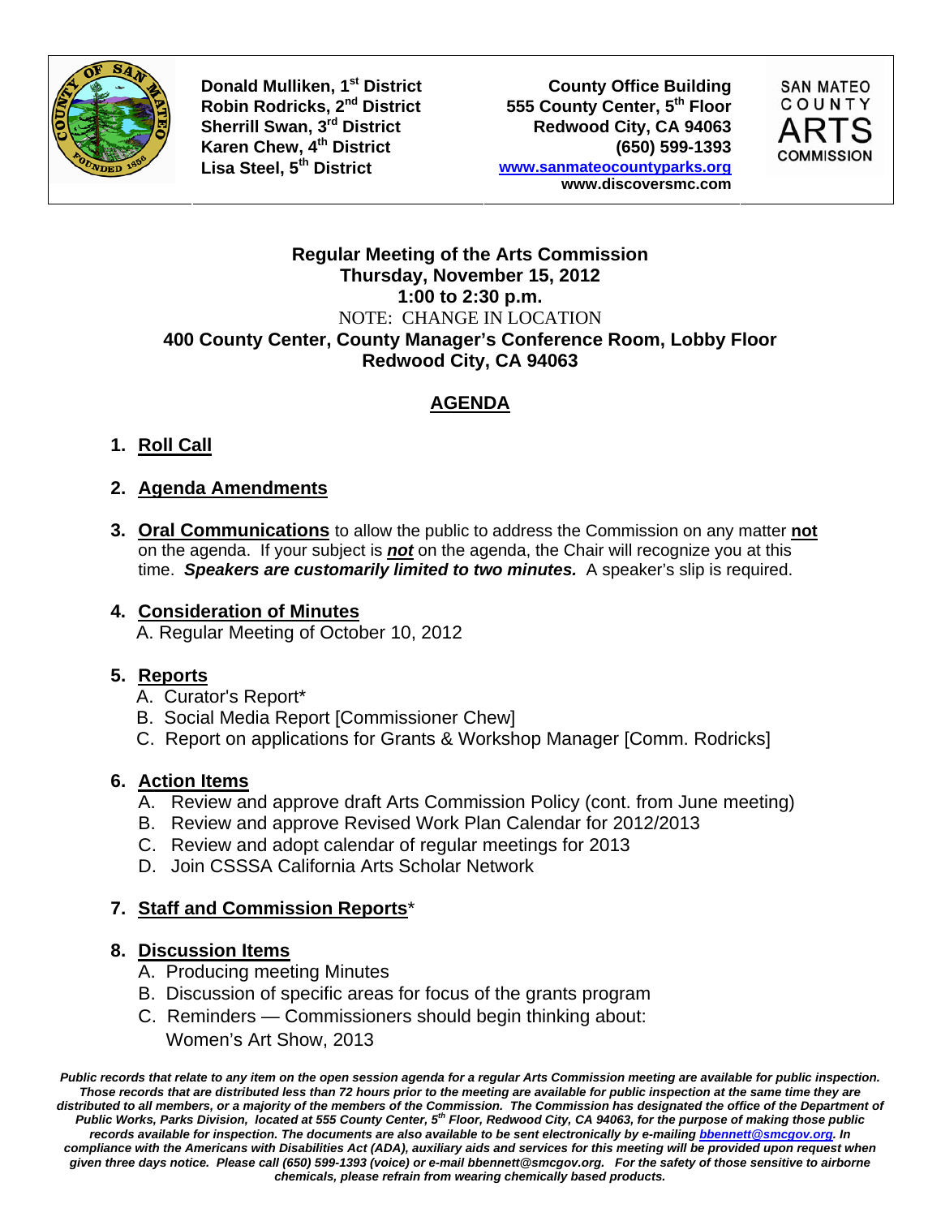**Donald Mulliken, 1st District**
**Robin Rodricks, 2nd District**
**Sherrill Swan, 3rd District**
**Karen Chew, 4th District**
**Lisa Steel, 5th District**

**County Office Building**
**555 County Center, 5th Floor**
**Redwood City, CA 94063**
**(650) 599-1393**
**www.sanmateocountyparks.org**
**www.discoversmc.com**

SAN MATEO COUNTY ARTS COMMISSION

**Regular Meeting of the Arts Commission**
**Thursday, November 15, 2012**
**1:00 to 2:30 p.m.**
NOTE: CHANGE IN LOCATION
**400 County Center, County Manager's Conference Room, Lobby Floor**
**Redwood City, CA 94063**

## AGENDA

1. **Roll Call**

2. **Agenda Amendments**

3. **Oral Communications** to allow the public to address the Commission on any matter **not** on the agenda. If your subject is ***not*** on the agenda, the Chair will recognize you at this time. ***Speakers are customarily limited to two minutes.*** A speaker's slip is required.

4. **Consideration of Minutes**
   A. Regular Meeting of October 10, 2012

5. **Reports**
   A. Curator's Report*
   B. Social Media Report [Commissioner Chew]
   C. Report on applications for Grants & Workshop Manager [Comm. Rodricks]

6. **Action Items**
   A. Review and approve draft Arts Commission Policy (cont. from June meeting)
   B. Review and approve Revised Work Plan Calendar for 2012/2013
   C. Review and adopt calendar of regular meetings for 2013
   D. Join CSSSA California Arts Scholar Network

7. **Staff and Commission Reports***

8. **Discussion Items**
   A. Producing meeting Minutes
   B. Discussion of specific areas for focus of the grants program
   C. Reminders — Commissioners should begin thinking about:
      Women's Art Show, 2013

***Public records that relate to any item on the open session agenda for a regular Arts Commission meeting are available for public inspection. Those records that are distributed less than 72 hours prior to the meeting are available for public inspection at the same time they are distributed to all members, or a majority of the members of the Commission. The Commission has designated the office of the Department of Public Works, Parks Division, located at 555 County Center, 5th Floor, Redwood City, CA 94063, for the purpose of making those public records available for inspection. The documents are also available to be sent electronically by e-mailing bbennett@smcgov.org. In compliance with the Americans with Disabilities Act (ADA), auxiliary aids and services for this meeting will be provided upon request when given three days notice. Please call (650) 599-1393 (voice) or e-mail bbennett@smcgov.org. For the safety of those sensitive to airborne chemicals, please refrain from wearing chemically based products.***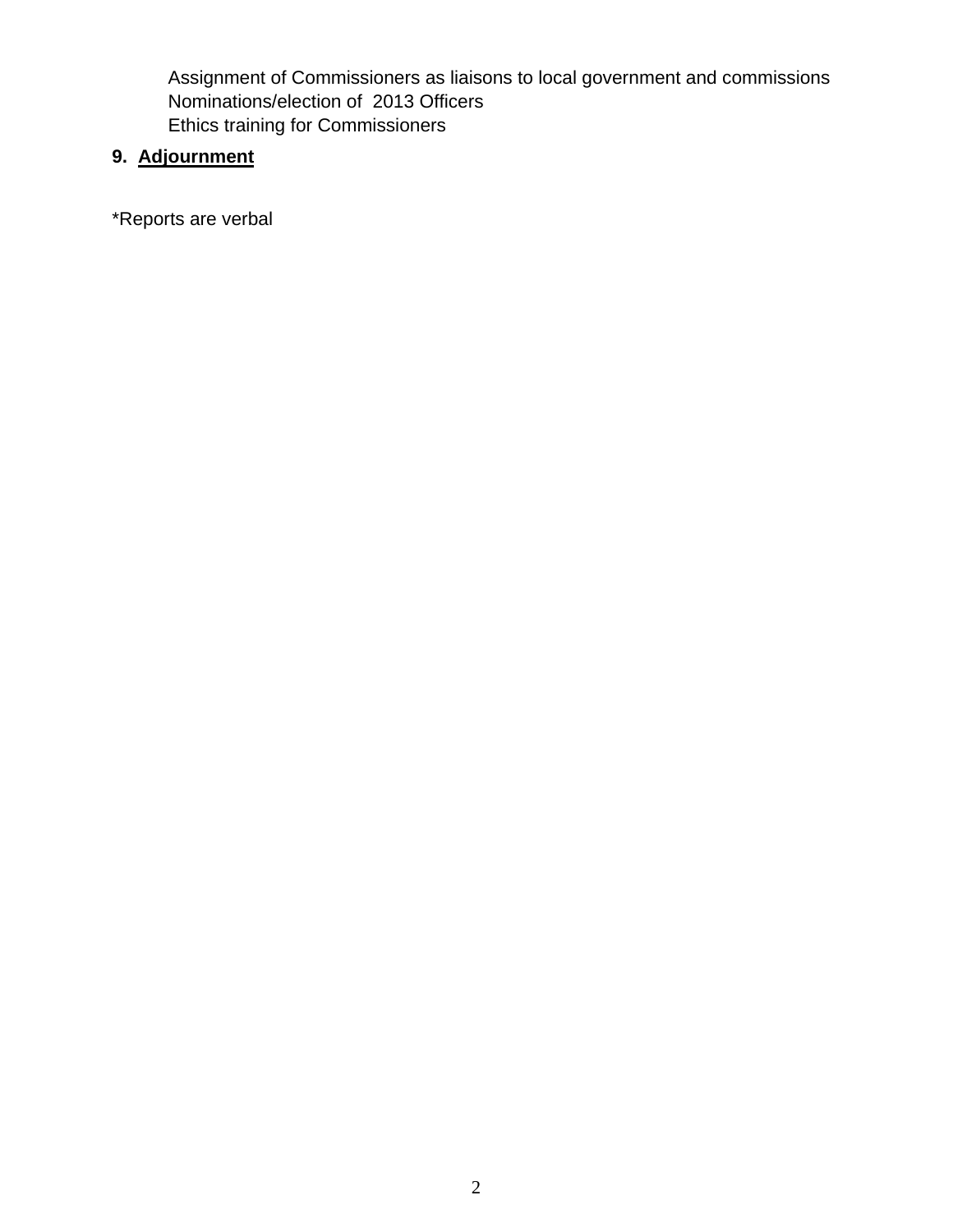Assignment of Commissioners as liaisons to local government and commissions
Nominations/election of 2013 Officers
Ethics training for Commissioners

**9. Adjournment**

*Reports are verbal